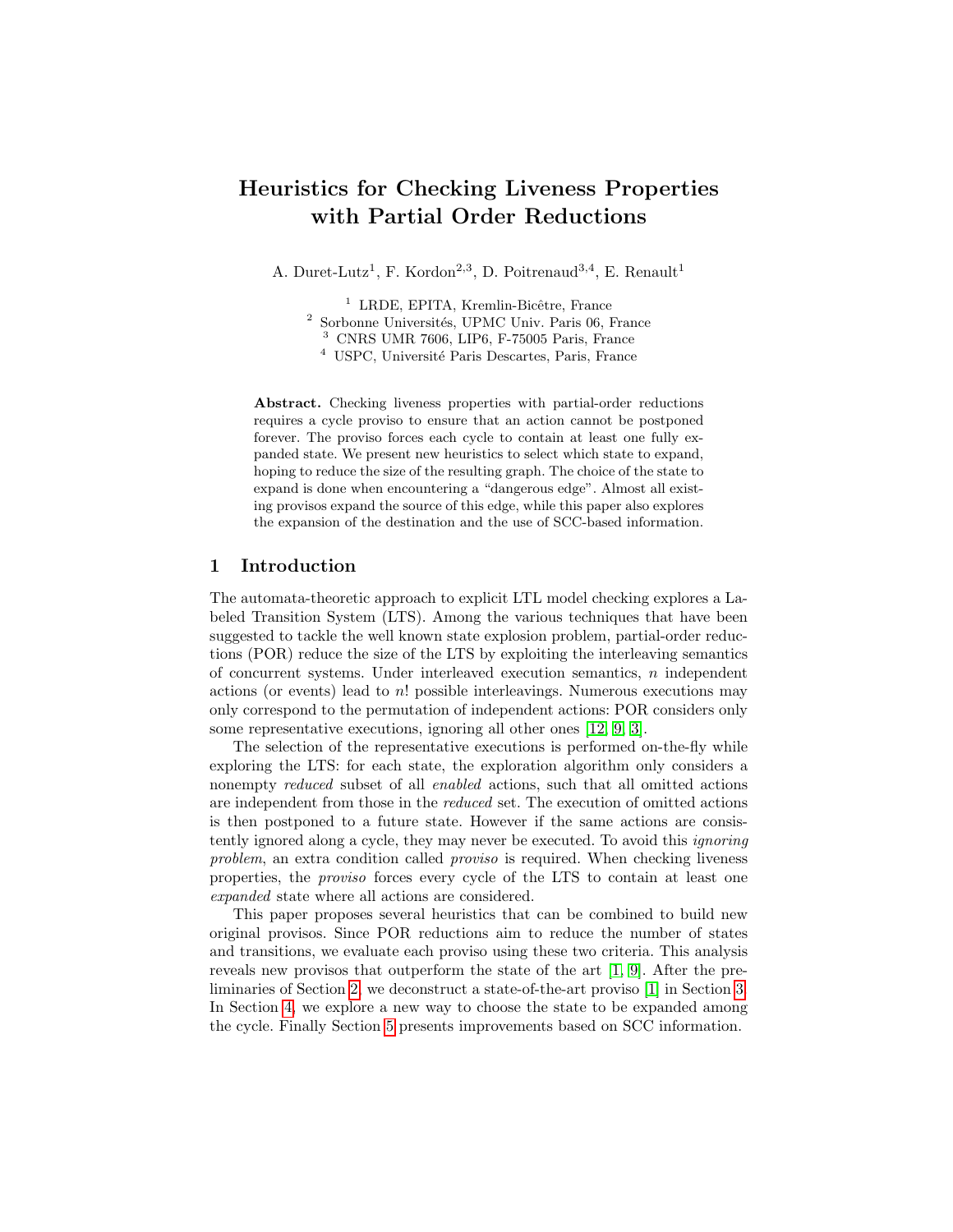# Heuristics for Checking Liveness Properties with Partial Order Reductions

A. Duret-Lutz[1], F. Kordon[2,3], D. Poitrenaud[3,4], E. Renault[1]

[1] LRDE, EPITA, Kremlin-Bicêtre, France
[2] Sorbonne Universités, UPMC Univ. Paris 06, France
[3] CNRS UMR 7606, LIP6, F-75005 Paris, France
[4] USPC, Université Paris Descartes, Paris, France

**Abstract.** Checking liveness properties with partial-order reductions requires a cycle proviso to ensure that an action cannot be postponed forever. The proviso forces each cycle to contain at least one fully expanded state. We present new heuristics to select which state to expand, hoping to reduce the size of the resulting graph. The choice of the state to expand is done when encountering a "dangerous edge". Almost all existing provisos expand the source of this edge, while this paper also explores the expansion of the destination and the use of SCC-based information.

## 1 Introduction

The automata-theoretic approach to explicit LTL model checking explores a Labeled Transition System (LTS). Among the various techniques that have been suggested to tackle the well known state explosion problem, partial-order reductions (POR) reduce the size of the LTS by exploiting the interleaving semantics of concurrent systems. Under interleaved execution semantics, $n$ independent actions (or events) lead to $n!$ possible interleavings. Numerous executions may only correspond to the permutation of independent actions: POR considers only some representative executions, ignoring all other ones [12, 9, 3].

The selection of the representative executions is performed on-the-fly while exploring the LTS: for each state, the exploration algorithm only considers a nonempty *reduced* subset of all *enabled* actions, such that all omitted actions are independent from those in the *reduced* set. The execution of omitted actions is then postponed to a future state. However if the same actions are consistently ignored along a cycle, they may never be executed. To avoid this *ignoring problem*, an extra condition called *proviso* is required. When checking liveness properties, the *proviso* forces every cycle of the LTS to contain at least one *expanded* state where all actions are considered.

This paper proposes several heuristics that can be combined to build new original provisos. Since POR reductions aim to reduce the number of states and transitions, we evaluate each proviso using these two criteria. This analysis reveals new provisos that outperform the state of the art [1, 9]. After the preliminaries of Section 2, we deconstruct a state-of-the-art proviso [1] in Section 3. In Section 4, we explore a new way to choose the state to be expanded among the cycle. Finally Section 5 presents improvements based on SCC information.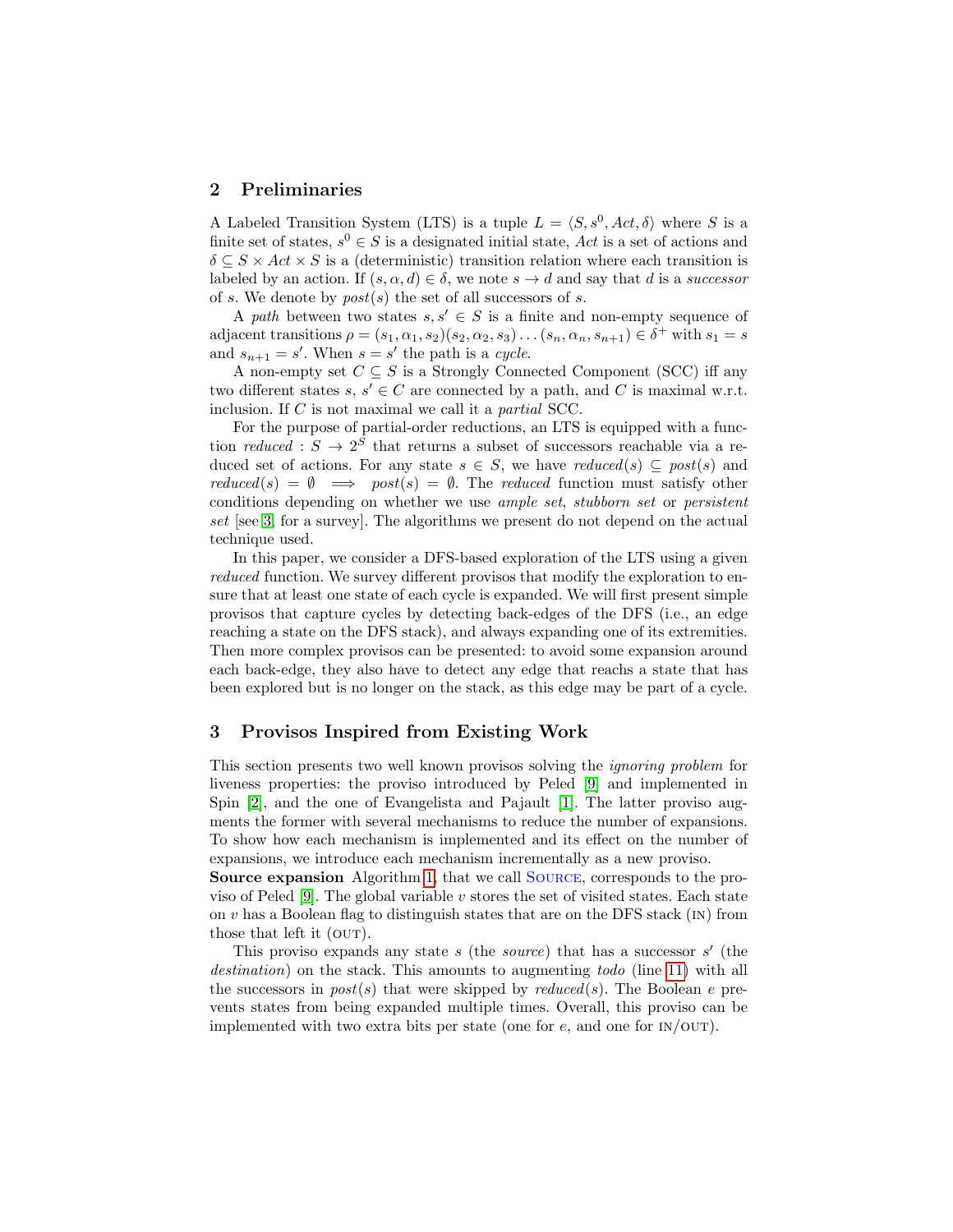## 2 Preliminaries

A Labeled Transition System (LTS) is a tuple $L = \langle S, s^0, Act, \delta \rangle$ where $S$ is a finite set of states, $s^0 \in S$ is a designated initial state, *Act* is a set of actions and $\delta \subseteq S \times Act \times S$ is a (deterministic) transition relation where each transition is labeled by an action. If $(s, \alpha, d) \in \delta$, we note $s \to d$ and say that $d$ is a *successor* of $s$. We denote by $post(s)$ the set of all successors of $s$.

A *path* between two states $s, s' \in S$ is a finite and non-empty sequence of adjacent transitions $\rho = (s_1, \alpha_1, s_2)(s_2, \alpha_2, s_3) \ldots (s_n, \alpha_n, s_{n+1}) \in \delta^+$ with $s_1 = s$ and $s_{n+1} = s'$. When $s = s'$ the path is a *cycle*.

A non-empty set $C \subseteq S$ is a Strongly Connected Component (SCC) iff any two different states $s, s' \in C$ are connected by a path, and $C$ is maximal w.r.t. inclusion. If $C$ is not maximal we call it a *partial* SCC.

For the purpose of partial-order reductions, an LTS is equipped with a function $reduced : S \to 2^S$ that returns a subset of successors reachable via a reduced set of actions. For any state $s \in S$, we have $reduced(s) \subseteq post(s)$ and $reduced(s) = \emptyset \implies post(s) = \emptyset$. The *reduced* function must satisfy other conditions depending on whether we use *ample set*, *stubborn set* or *persistent set* [see [3] for a survey]. The algorithms we present do not depend on the actual technique used.

In this paper, we consider a DFS-based exploration of the LTS using a given *reduced* function. We survey different provisos that modify the exploration to ensure that at least one state of each cycle is expanded. We will first present simple provisos that capture cycles by detecting back-edges of the DFS (i.e., an edge reaching a state on the DFS stack), and always expanding one of its extremities. Then more complex provisos can be presented: to avoid some expansion around each back-edge, they also have to detect any edge that reachs a state that has been explored but is no longer on the stack, as this edge may be part of a cycle.

## 3 Provisos Inspired from Existing Work

This section presents two well known provisos solving the *ignoring problem* for liveness properties: the proviso introduced by Peled [9] and implemented in Spin [2], and the one of Evangelista and Pajault [1]. The latter proviso augments the former with several mechanisms to reduce the number of expansions. To show how each mechanism is implemented and its effect on the number of expansions, we introduce each mechanism incrementally as a new proviso.

**Source expansion** Algorithm 1, that we call SOURCE, corresponds to the proviso of Peled [9]. The global variable $v$ stores the set of visited states. Each state on $v$ has a Boolean flag to distinguish states that are on the DFS stack (IN) from those that left it (OUT).

This proviso expands any state $s$ (the *source*) that has a successor $s'$ (the *destination*) on the stack. This amounts to augmenting *todo* (line 11) with all the successors in $post(s)$ that were skipped by $reduced(s)$. The Boolean $e$ prevents states from being expanded multiple times. Overall, this proviso can be implemented with two extra bits per state (one for $e$, and one for IN/OUT).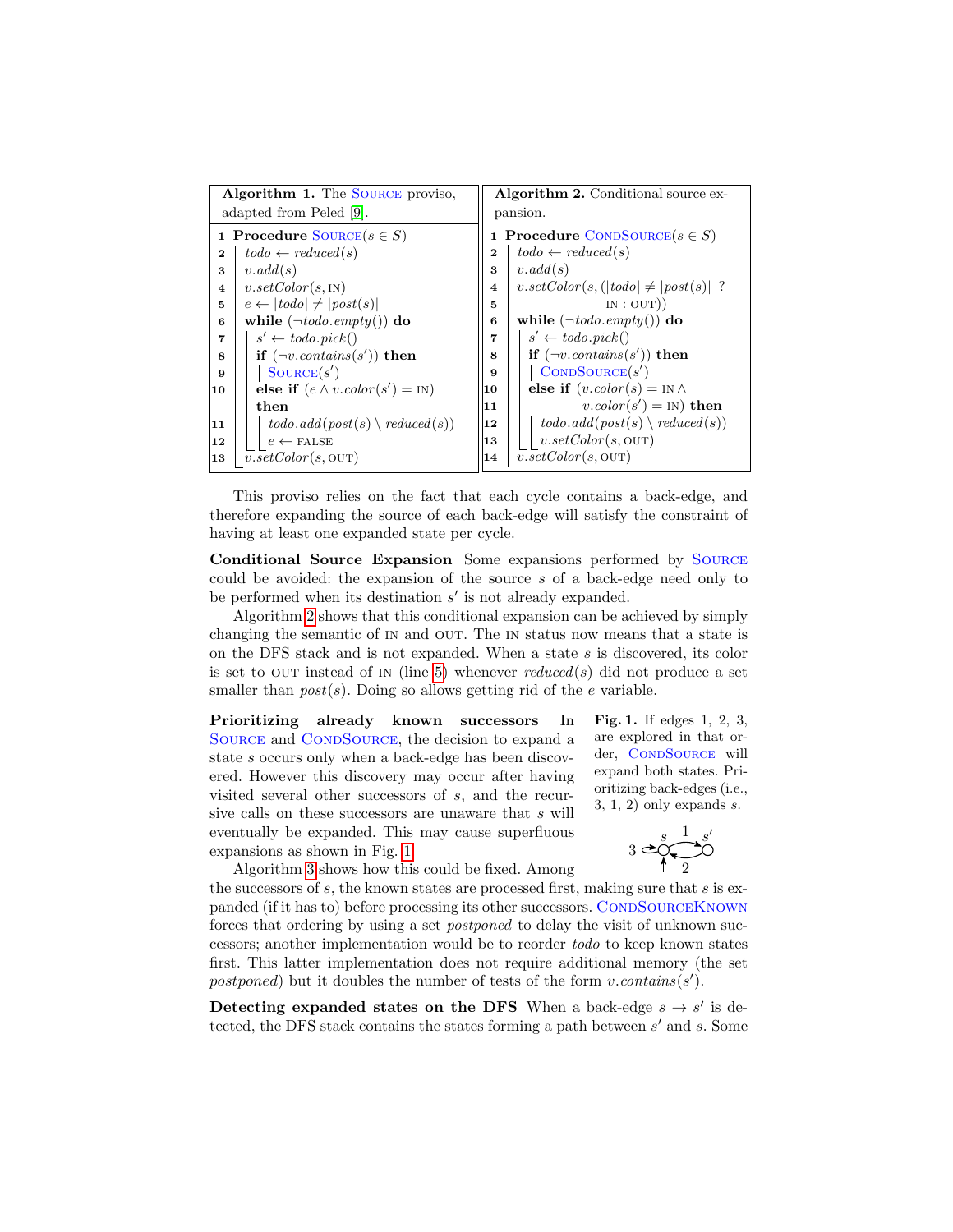**Algorithm 1.** The Source proviso, adapted from Peled [9].

```
1  Procedure SOURCE(s ∈ S)
2    todo ← reduced(s)
3    v.add(s)
4    v.setColor(s, IN)
5    e ← |todo| ≠ |post(s)|
6    while (¬todo.empty()) do
7      s′ ← todo.pick()
8      if (¬v.contains(s′)) then
9        SOURCE(s′)
10     else if (e ∧ v.color(s′) = IN) then
11       todo.add(post(s) \ reduced(s))
12       e ← FALSE
13   v.setColor(s, OUT)
```

**Algorithm 2.** Conditional source expansion.

```
1  Procedure CONDSOURCE(s ∈ S)
2    todo ← reduced(s)
3    v.add(s)
4    v.setColor(s, (|todo| ≠ |post(s)| ?
5                   IN : OUT))
6    while (¬todo.empty()) do
7      s′ ← todo.pick()
8      if (¬v.contains(s′)) then
9        CONDSOURCE(s′)
10     else if (v.color(s) = IN ∧
11              v.color(s′) = IN) then
12       todo.add(post(s) \ reduced(s))
13       v.setColor(s, OUT)
14   v.setColor(s, OUT)
```

This proviso relies on the fact that each cycle contains a back-edge, and therefore expanding the source of each back-edge will satisfy the constraint of having at least one expanded state per cycle.

**Conditional Source Expansion** Some expansions performed by Source could be avoided: the expansion of the source $s$ of a back-edge need only to be performed when its destination $s'$ is not already expanded.

Algorithm 2 shows that this conditional expansion can be achieved by simply changing the semantic of IN and OUT. The IN status now means that a state is on the DFS stack and is not expanded. When a state $s$ is discovered, its color is set to OUT instead of IN (line 5) whenever $reduced(s)$ did not produce a set smaller than $post(s)$. Doing so allows getting rid of the $e$ variable.

**Prioritizing already known successors** In Source and CondSource, the decision to expand a state $s$ occurs only when a back-edge has been discovered. However this discovery may occur after having visited several other successors of $s$, and the recursive calls on these successors are unaware that $s$ will eventually be expanded. This may cause superfluous expansions as shown in Fig. 1.

**Fig. 1.** If edges 1, 2, 3, are explored in that order, CondSource will expand both states. Prioritizing back-edges (i.e., 3, 1, 2) only expands $s$.

Algorithm 3 shows how this could be fixed. Among the successors of $s$, the known states are processed first, making sure that $s$ is expanded (if it has to) before processing its other successors. CondSourceKnown forces that ordering by using a set *postponed* to delay the visit of unknown successors; another implementation would be to reorder *todo* to keep known states first. This latter implementation does not require additional memory (the set *postponed*) but it doubles the number of tests of the form $v.contains(s')$.

**Detecting expanded states on the DFS** When a back-edge $s \to s'$ is detected, the DFS stack contains the states forming a path between $s'$ and $s$. Some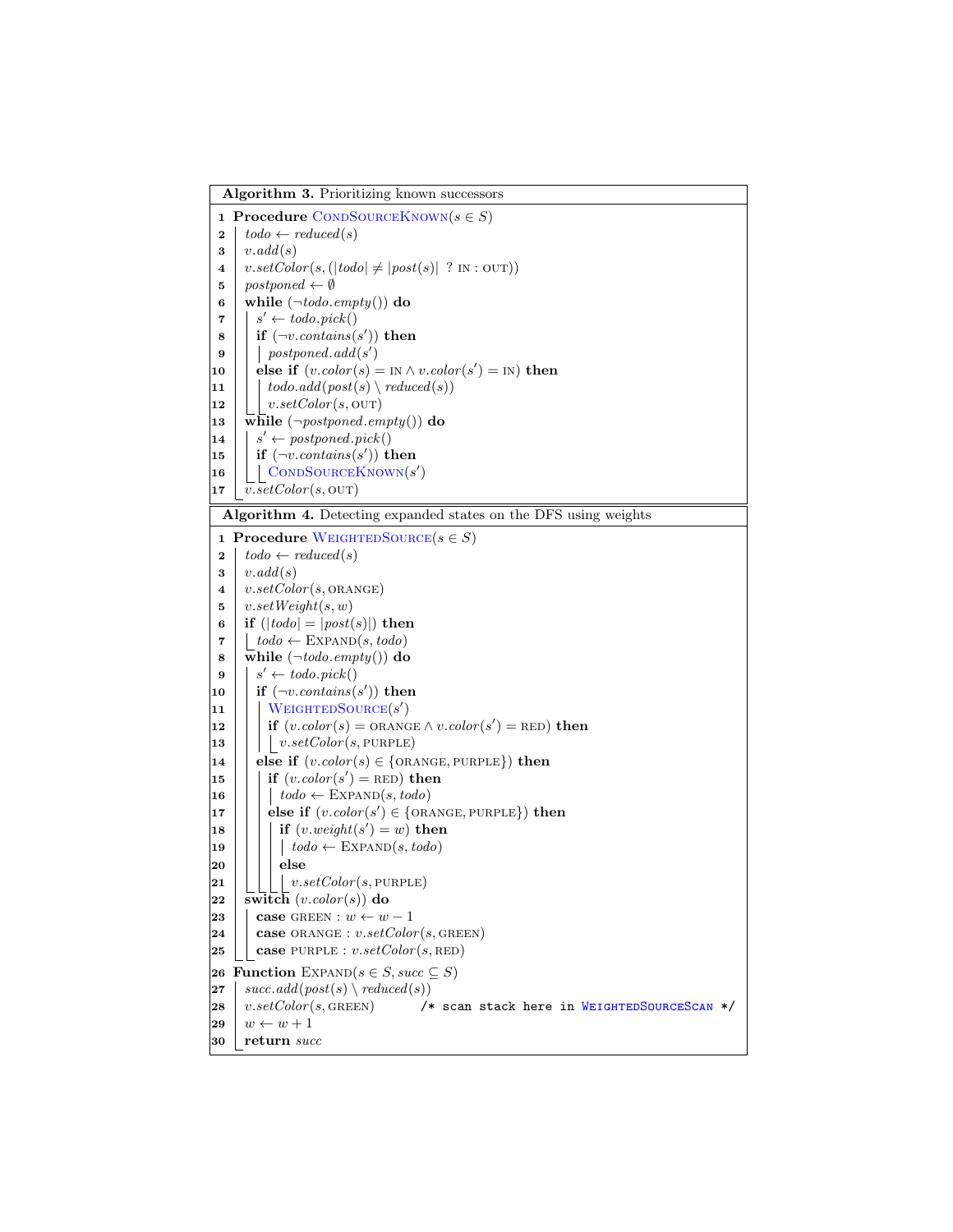**Algorithm 3.** Prioritizing known successors

```
 1  Procedure CondSourceKnown(s ∈ S)
 2    todo ← reduced(s)
 3    v.add(s)
 4    v.setColor(s, (|todo| ≠ |post(s)| ? IN : OUT))
 5    postponed ← ∅
 6    while (¬todo.empty()) do
 7      s' ← todo.pick()
 8      if (¬v.contains(s')) then
 9        postponed.add(s')
10      else if (v.color(s) = IN ∧ v.color(s') = IN) then
11        todo.add(post(s) \ reduced(s))
12        v.setColor(s, OUT)
13    while (¬postponed.empty()) do
14      s' ← postponed.pick()
15      if (¬v.contains(s')) then
16        CondSourceKnown(s')
17    v.setColor(s, OUT)
```

**Algorithm 4.** Detecting expanded states on the DFS using weights

```
 1  Procedure WeightedSource(s ∈ S)
 2    todo ← reduced(s)
 3    v.add(s)
 4    v.setColor(s, ORANGE)
 5    v.setWeight(s, w)
 6    if (|todo| = |post(s)|) then
 7      todo ← Expand(s, todo)
 8    while (¬todo.empty()) do
 9      s' ← todo.pick()
10      if (¬v.contains(s')) then
11        WeightedSource(s')
12        if (v.color(s) = ORANGE ∧ v.color(s') = RED) then
13          v.setColor(s, PURPLE)
14      else if (v.color(s) ∈ {ORANGE, PURPLE}) then
15        if (v.color(s') = RED) then
16          todo ← Expand(s, todo)
17        else if (v.color(s') ∈ {ORANGE, PURPLE}) then
18          if (v.weight(s') = w) then
19            todo ← Expand(s, todo)
20          else
21            v.setColor(s, PURPLE)
22    switch (v.color(s)) do
23      case GREEN : w ← w − 1
24      case ORANGE : v.setColor(s, GREEN)
25      case PURPLE : v.setColor(s, RED)
26  Function Expand(s ∈ S, succ ⊆ S)
27    succ.add(post(s) \ reduced(s))
28    v.setColor(s, GREEN)        /* scan stack here in WeightedSourceScan */
29    w ← w + 1
30    return succ
```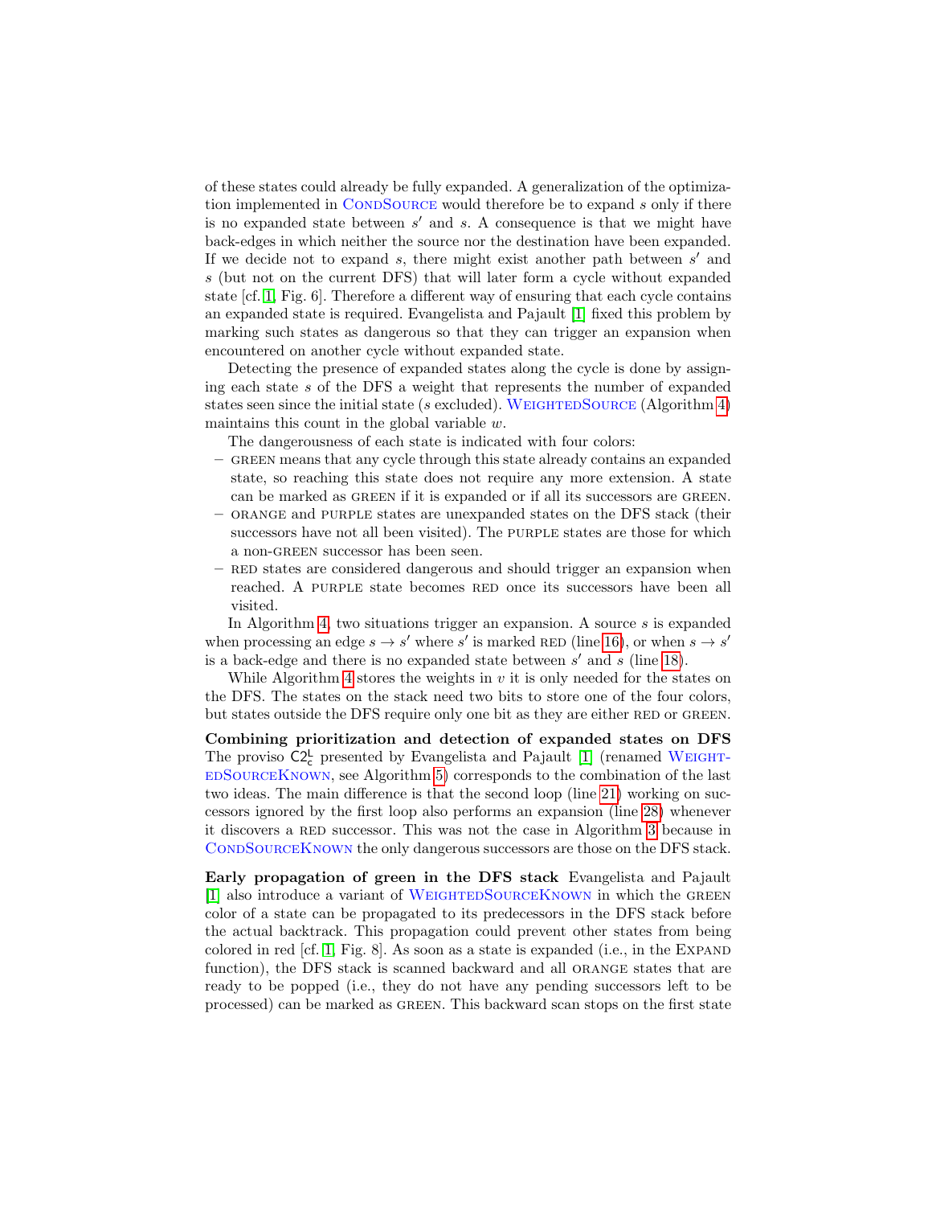of these states could already be fully expanded. A generalization of the optimization implemented in CondSource would therefore be to expand $s$ only if there is no expanded state between $s'$ and $s$. A consequence is that we might have back-edges in which neither the source nor the destination have been expanded. If we decide not to expand $s$, there might exist another path between $s'$ and $s$ (but not on the current DFS) that will later form a cycle without expanded state [cf. [1], Fig. 6]. Therefore a different way of ensuring that each cycle contains an expanded state is required. Evangelista and Pajault [1] fixed this problem by marking such states as dangerous so that they can trigger an expansion when encountered on another cycle without expanded state.

Detecting the presence of expanded states along the cycle is done by assigning each state $s$ of the DFS a weight that represents the number of expanded states seen since the initial state ($s$ excluded). WeightedSource (Algorithm 4) maintains this count in the global variable $w$.

The dangerousness of each state is indicated with four colors:

- green means that any cycle through this state already contains an expanded state, so reaching this state does not require any more extension. A state can be marked as green if it is expanded or if all its successors are green.
- orange and purple states are unexpanded states on the DFS stack (their successors have not all been visited). The purple states are those for which a non-green successor has been seen.
- red states are considered dangerous and should trigger an expansion when reached. A purple state becomes red once its successors have been all visited.

In Algorithm 4, two situations trigger an expansion. A source $s$ is expanded when processing an edge $s \to s'$ where $s'$ is marked red (line 16), or when $s \to s'$ is a back-edge and there is no expanded state between $s'$ and $s$ (line 18).

While Algorithm 4 stores the weights in $v$ it is only needed for the states on the DFS. The states on the stack need two bits to store one of the four colors, but states outside the DFS require only one bit as they are either red or green.

**Combining prioritization and detection of expanded states on DFS** The proviso $\mathsf{C2}^{\mathsf{L}}_{\mathsf{c}}$ presented by Evangelista and Pajault [1] (renamed WeightedSourceKnown, see Algorithm 5) corresponds to the combination of the last two ideas. The main difference is that the second loop (line 21) working on successors ignored by the first loop also performs an expansion (line 28) whenever it discovers a red successor. This was not the case in Algorithm 3 because in CondSourceKnown the only dangerous successors are those on the DFS stack.

**Early propagation of green in the DFS stack** Evangelista and Pajault [1] also introduce a variant of WeightedSourceKnown in which the green color of a state can be propagated to its predecessors in the DFS stack before the actual backtrack. This propagation could prevent other states from being colored in red [cf. [1], Fig. 8]. As soon as a state is expanded (i.e., in the Expand function), the DFS stack is scanned backward and all orange states that are ready to be popped (i.e., they do not have any pending successors left to be processed) can be marked as green. This backward scan stops on the first state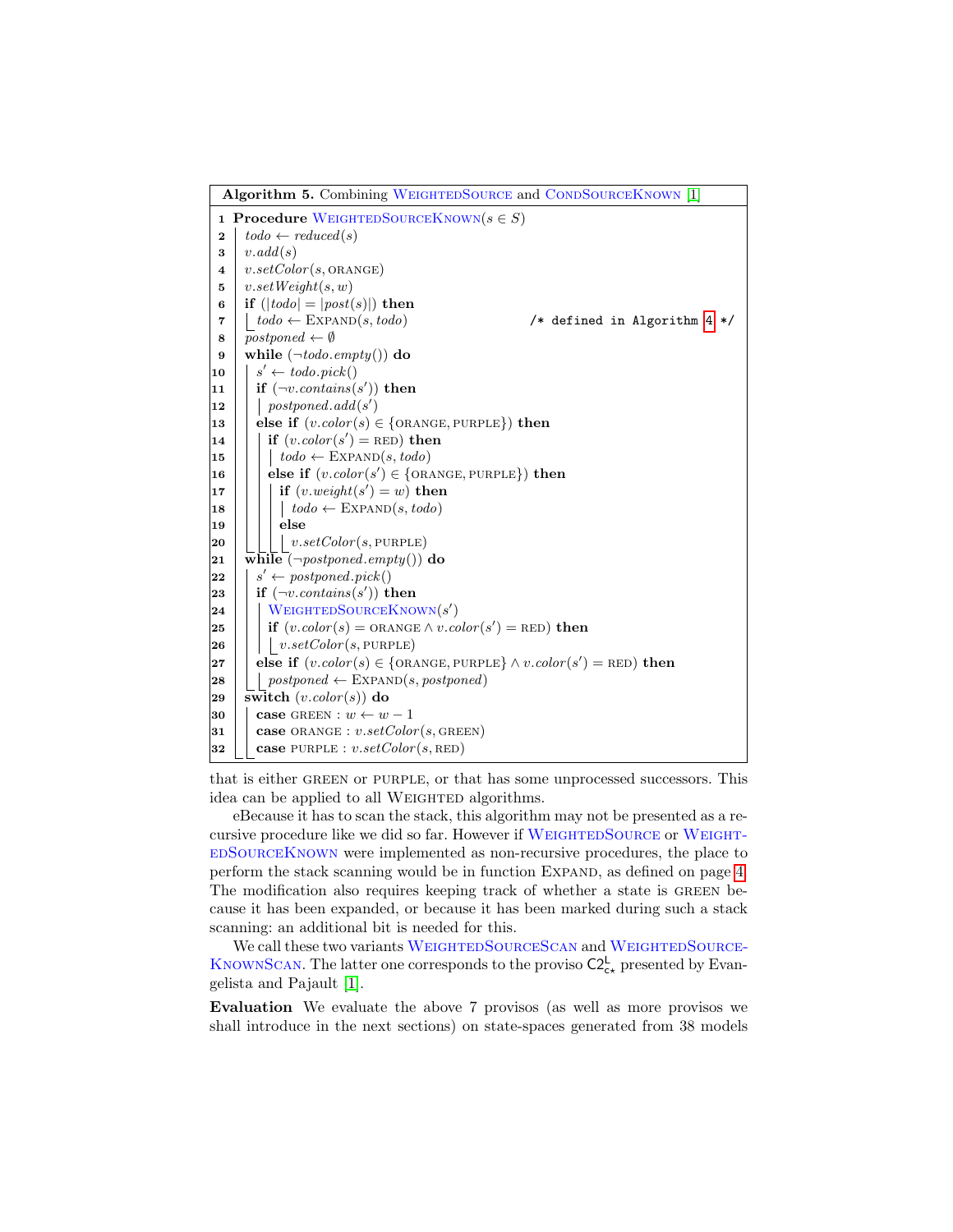**Algorithm 5.** Combining WeightedSource and CondSourceKnown [1]

```
1  Procedure WeightedSourceKnown(s ∈ S)
2    todo ← reduced(s)
3    v.add(s)
4    v.setColor(s, ORANGE)
5    v.setWeight(s, w)
6    if (|todo| = |post(s)|) then
7      todo ← Expand(s, todo)                    /* defined in Algorithm 4 */
8    postponed ← ∅
9    while (¬todo.empty()) do
10     s' ← todo.pick()
11     if (¬v.contains(s')) then
12       postponed.add(s')
13     else if (v.color(s) ∈ {ORANGE, PURPLE}) then
14       if (v.color(s') = RED) then
15         todo ← Expand(s, todo)
16       else if (v.color(s') ∈ {ORANGE, PURPLE}) then
17         if (v.weight(s') = w) then
18           todo ← Expand(s, todo)
19         else
20           v.setColor(s, PURPLE)
21   while (¬postponed.empty()) do
22     s' ← postponed.pick()
23     if (¬v.contains(s')) then
24       WeightedSourceKnown(s')
25       if (v.color(s) = ORANGE ∧ v.color(s') = RED) then
26         v.setColor(s, PURPLE)
27     else if (v.color(s) ∈ {ORANGE, PURPLE} ∧ v.color(s') = RED) then
28       postponed ← Expand(s, postponed)
29   switch (v.color(s)) do
30     case GREEN : w ← w − 1
31     case ORANGE : v.setColor(s, GREEN)
32     case PURPLE : v.setColor(s, RED)
```

that is either GREEN or PURPLE, or that has some unprocessed successors. This idea can be applied to all WEIGHTED algorithms.

eBecause it has to scan the stack, this algorithm may not be presented as a recursive procedure like we did so far. However if WeightedSource or WeightedSourceKnown were implemented as non-recursive procedures, the place to perform the stack scanning would be in function Expand, as defined on page 4. The modification also requires keeping track of whether a state is GREEN because it has been expanded, or because it has been marked during such a stack scanning: an additional bit is needed for this.

We call these two variants WeightedSourceScan and WeightedSourceKnownScan. The latter one corresponds to the proviso $\mathsf{C2}^{\mathsf{L}}_{\mathsf{c}\star}$ presented by Evangelista and Pajault [1].

**Evaluation** We evaluate the above 7 provisos (as well as more provisos we shall introduce in the next sections) on state-spaces generated from 38 models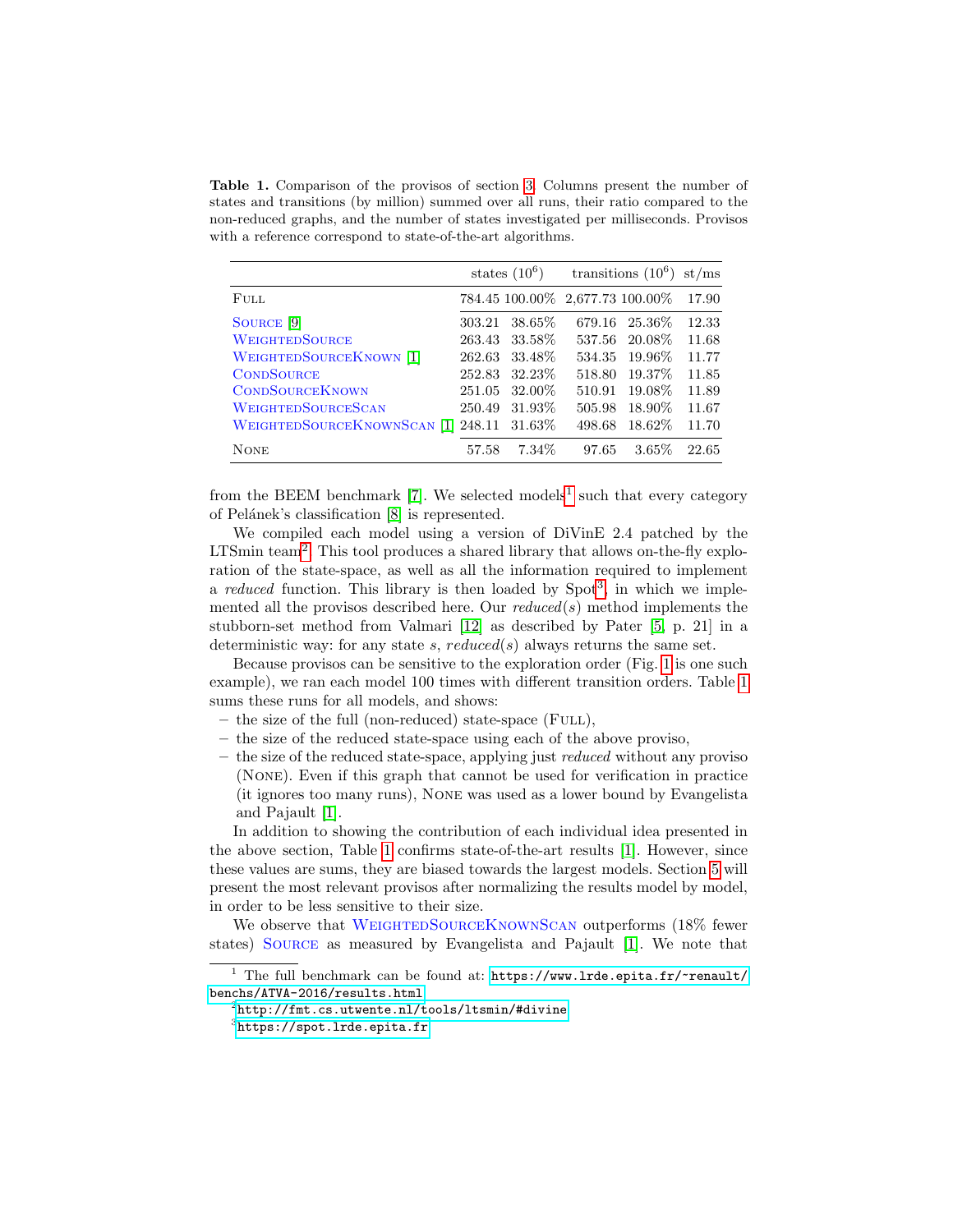**Table 1.** Comparison of the provisos of section 3. Columns present the number of states and transitions (by million) summed over all runs, their ratio compared to the non-reduced graphs, and the number of states investigated per milliseconds. Provisos with a reference correspond to state-of-the-art algorithms.

| | states ($10^6$) | | transitions ($10^6$) | | st/ms |
|---|---|---|---|---|---|
| FULL | 784.45 | 100.00% | 2,677.73 | 100.00% | 17.90 |
| SOURCE [9] | 303.21 | 38.65% | 679.16 | 25.36% | 12.33 |
| WEIGHTEDSOURCE | 263.43 | 33.58% | 537.56 | 20.08% | 11.68 |
| WEIGHTEDSOURCEKNOWN [1] | 262.63 | 33.48% | 534.35 | 19.96% | 11.77 |
| CONDSOURCE | 252.83 | 32.23% | 518.80 | 19.37% | 11.85 |
| CONDSOURCEKNOWN | 251.05 | 32.00% | 510.91 | 19.08% | 11.89 |
| WEIGHTEDSOURCESCAN | 250.49 | 31.93% | 505.98 | 18.90% | 11.67 |
| WEIGHTEDSOURCEKNOWNSCAN [1] | 248.11 | 31.63% | 498.68 | 18.62% | 11.70 |
| NONE | 57.58 | 7.34% | 97.65 | 3.65% | 22.65 |

from the BEEM benchmark [7]. We selected models[1] such that every category of Pelánek's classification [8] is represented.

We compiled each model using a version of DiVinE 2.4 patched by the LTSmin team[2]. This tool produces a shared library that allows on-the-fly exploration of the state-space, as well as all the information required to implement a *reduced* function. This library is then loaded by Spot[3], in which we implemented all the provisos described here. Our *reduced*($s$) method implements the stubborn-set method from Valmari [12] as described by Pater [5, p. 21] in a deterministic way: for any state $s$, *reduced*($s$) always returns the same set.

Because provisos can be sensitive to the exploration order (Fig. 1 is one such example), we ran each model 100 times with different transition orders. Table 1 sums these runs for all models, and shows:

– the size of the full (non-reduced) state-space (FULL),
– the size of the reduced state-space using each of the above proviso,
– the size of the reduced state-space, applying just *reduced* without any proviso (NONE). Even if this graph that cannot be used for verification in practice (it ignores too many runs), NONE was used as a lower bound by Evangelista and Pajault [1].

In addition to showing the contribution of each individual idea presented in the above section, Table 1 confirms state-of-the-art results [1]. However, since these values are sums, they are biased towards the largest models. Section 5 will present the most relevant provisos after normalizing the results model by model, in order to be less sensitive to their size.

We observe that WEIGHTEDSOURCEKNOWNSCAN outperforms (18% fewer states) SOURCE as measured by Evangelista and Pajault [1]. We note that

[1] The full benchmark can be found at: https://www.lrde.epita.fr/~renault/benchs/ATVA-2016/results.html

[2] http://fmt.cs.utwente.nl/tools/ltsmin/#divine

[3] https://spot.lrde.epita.fr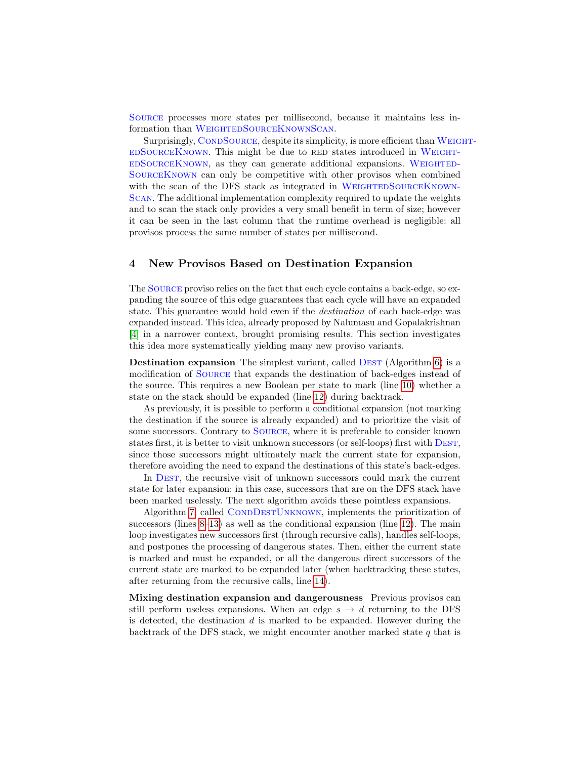Source processes more states per millisecond, because it maintains less information than WeightedSourceKnownScan.

Surprisingly, CondSource, despite its simplicity, is more efficient than WeightedSourceKnown. This might be due to red states introduced in WeightedSourceKnown, as they can generate additional expansions. WeightedSourceKnown can only be competitive with other provisos when combined with the scan of the DFS stack as integrated in WeightedSourceKnownScan. The additional implementation complexity required to update the weights and to scan the stack only provides a very small benefit in term of size; however it can be seen in the last column that the runtime overhead is negligible: all provisos process the same number of states per millisecond.

## 4 New Provisos Based on Destination Expansion

The Source proviso relies on the fact that each cycle contains a back-edge, so expanding the source of this edge guarantees that each cycle will have an expanded state. This guarantee would hold even if the *destination* of each back-edge was expanded instead. This idea, already proposed by Nalumasu and Gopalakrishnan [4] in a narrower context, brought promising results. This section investigates this idea more systematically yielding many new proviso variants.

**Destination expansion** The simplest variant, called Dest (Algorithm 6) is a modification of Source that expands the destination of back-edges instead of the source. This requires a new Boolean per state to mark (line 10) whether a state on the stack should be expanded (line 12) during backtrack.

As previously, it is possible to perform a conditional expansion (not marking the destination if the source is already expanded) and to prioritize the visit of some successors. Contrary to Source, where it is preferable to consider known states first, it is better to visit unknown successors (or self-loops) first with Dest, since those successors might ultimately mark the current state for expansion, therefore avoiding the need to expand the destinations of this state's back-edges.

In Dest, the recursive visit of unknown successors could mark the current state for later expansion: in this case, successors that are on the DFS stack have been marked uselessly. The next algorithm avoids these pointless expansions.

Algorithm 7, called CondDestUnknown, implements the prioritization of successors (lines 8–13) as well as the conditional expansion (line 12). The main loop investigates new successors first (through recursive calls), handles self-loops, and postpones the processing of dangerous states. Then, either the current state is marked and must be expanded, or all the dangerous direct successors of the current state are marked to be expanded later (when backtracking these states, after returning from the recursive calls, line 14).

**Mixing destination expansion and dangerousness** Previous provisos can still perform useless expansions. When an edge $s \rightarrow d$ returning to the DFS is detected, the destination $d$ is marked to be expanded. However during the backtrack of the DFS stack, we might encounter another marked state $q$ that is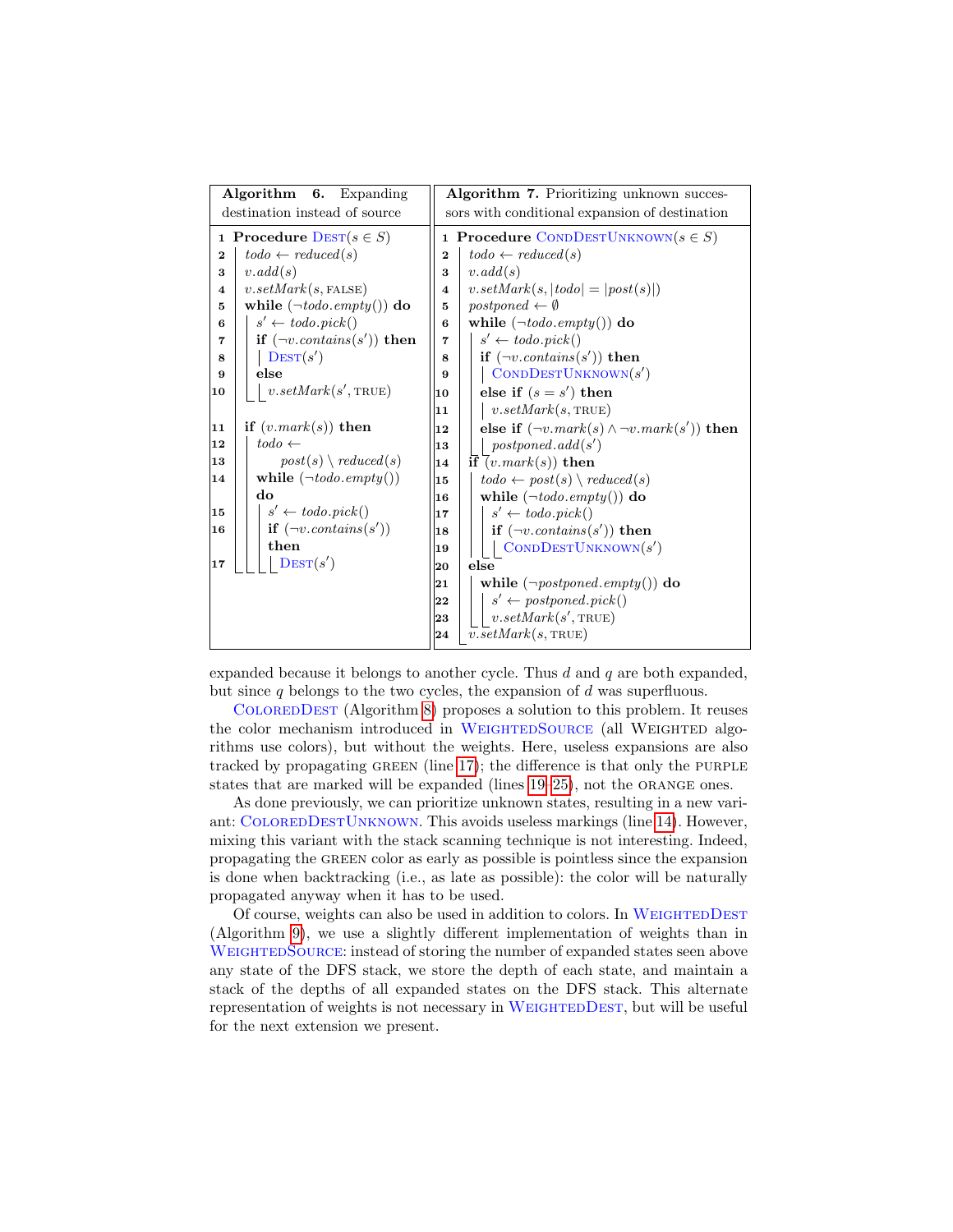**Algorithm 6.** Expanding destination instead of source

```
1  Procedure Dest(s ∈ S)
2    todo ← reduced(s)
3    v.add(s)
4    v.setMark(s, FALSE)
5    while (¬todo.empty()) do
6      s' ← todo.pick()
7      if (¬v.contains(s')) then
8        Dest(s')
9      else
10       v.setMark(s', TRUE)

11   if (v.mark(s)) then
12     todo ←
13       post(s) \ reduced(s)
14     while (¬todo.empty())
       do
15       s' ← todo.pick()
16       if (¬v.contains(s'))
         then
17         Dest(s')
```

**Algorithm 7.** Prioritizing unknown successors with conditional expansion of destination

```
1  Procedure CondDestUnknown(s ∈ S)
2    todo ← reduced(s)
3    v.add(s)
4    v.setMark(s, |todo| = |post(s)|)
5    postponed ← ∅
6    while (¬todo.empty()) do
7      s' ← todo.pick()
8      if (¬v.contains(s')) then
9        CondDestUnknown(s')
10     else if (s = s') then
11       v.setMark(s, TRUE)
12     else if (¬v.mark(s) ∧ ¬v.mark(s')) then
13       postponed.add(s')
14   if (v.mark(s)) then
15     todo ← post(s) \ reduced(s)
16     while (¬todo.empty()) do
17       s' ← todo.pick()
18       if (¬v.contains(s')) then
19         CondDestUnknown(s')
20   else
21     while (¬postponed.empty()) do
22       s' ← postponed.pick()
23       v.setMark(s', TRUE)
24     v.setMark(s, TRUE)
```

expanded because it belongs to another cycle. Thus $d$ and $q$ are both expanded, but since $q$ belongs to the two cycles, the expansion of $d$ was superfluous.

ColoredDest (Algorithm 8) proposes a solution to this problem. It reuses the color mechanism introduced in WeightedSource (all Weighted algorithms use colors), but without the weights. Here, useless expansions are also tracked by propagating GREEN (line 17); the difference is that only the PURPLE states that are marked will be expanded (lines 19–25), not the ORANGE ones.

As done previously, we can prioritize unknown states, resulting in a new variant: ColoredDestUnknown. This avoids useless markings (line 14). However, mixing this variant with the stack scanning technique is not interesting. Indeed, propagating the GREEN color as early as possible is pointless since the expansion is done when backtracking (i.e., as late as possible): the color will be naturally propagated anyway when it has to be used.

Of course, weights can also be used in addition to colors. In WeightedDest (Algorithm 9), we use a slightly different implementation of weights than in WeightedSource: instead of storing the number of expanded states seen above any state of the DFS stack, we store the depth of each state, and maintain a stack of the depths of all expanded states on the DFS stack. This alternate representation of weights is not necessary in WeightedDest, but will be useful for the next extension we present.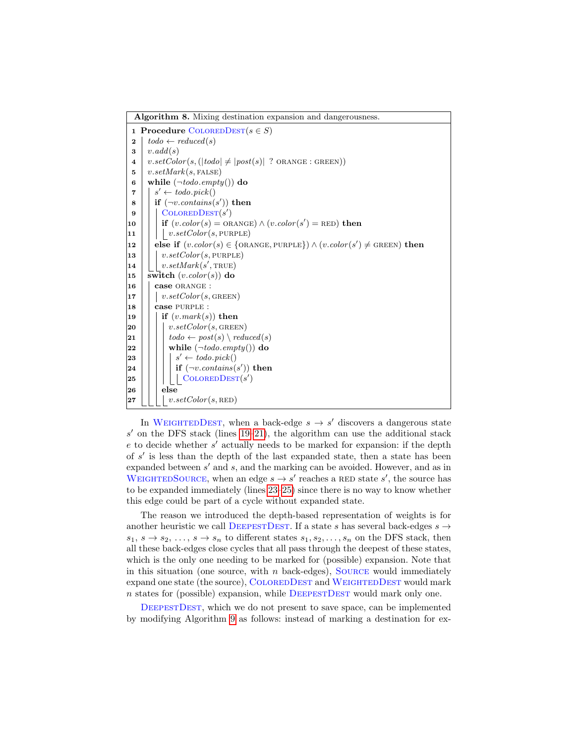**Algorithm 8.** Mixing destination expansion and dangerousness.

```
 1  Procedure ColoredDest(s ∈ S)
 2    todo ← reduced(s)
 3    v.add(s)
 4    v.setColor(s, (|todo| ≠ |post(s)| ? ORANGE : GREEN))
 5    v.setMark(s, FALSE)
 6    while (¬todo.empty()) do
 7      s' ← todo.pick()
 8      if (¬v.contains(s')) then
 9        ColoredDest(s')
10        if (v.color(s) = ORANGE) ∧ (v.color(s') = RED) then
11          v.setColor(s, PURPLE)
12      else if (v.color(s) ∈ {ORANGE, PURPLE}) ∧ (v.color(s') ≠ GREEN) then
13        v.setColor(s, PURPLE)
14        v.setMark(s', TRUE)
15    switch (v.color(s)) do
16      case ORANGE :
17        v.setColor(s, GREEN)
18      case PURPLE :
19        if (v.mark(s)) then
20          v.setColor(s, GREEN)
21          todo ← post(s) \ reduced(s)
22          while (¬todo.empty()) do
23            s' ← todo.pick()
24            if (¬v.contains(s')) then
25              ColoredDest(s')
26        else
27          v.setColor(s, RED)
```

In WeightedDest, when a back-edge $s \to s'$ discovers a dangerous state $s'$ on the DFS stack (lines 19–21), the algorithm can use the additional stack $e$ to decide whether $s'$ actually needs to be marked for expansion: if the depth of $s'$ is less than the depth of the last expanded state, then a state has been expanded between $s'$ and $s$, and the marking can be avoided. However, and as in WeightedSource, when an edge $s \to s'$ reaches a RED state $s'$, the source has to be expanded immediately (lines 23–25) since there is no way to know whether this edge could be part of a cycle without expanded state.

The reason we introduced the depth-based representation of weights is for another heuristic we call DeepestDest. If a state $s$ has several back-edges $s \to s_1$, $s \to s_2$, …, $s \to s_n$ to different states $s_1, s_2, \ldots, s_n$ on the DFS stack, then all these back-edges close cycles that all pass through the deepest of these states, which is the only one needing to be marked for (possible) expansion. Note that in this situation (one source, with $n$ back-edges), Source would immediately expand one state (the source), ColoredDest and WeightedDest would mark $n$ states for (possible) expansion, while DeepestDest would mark only one.

DeepestDest, which we do not present to save space, can be implemented by modifying Algorithm 9 as follows: instead of marking a destination for ex-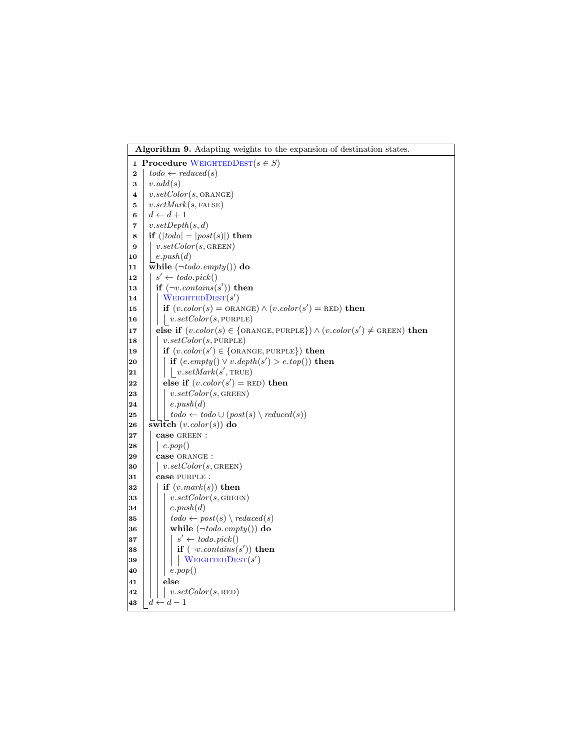**Algorithm 9.** Adapting weights to the expansion of destination states.

```
1  Procedure WeightedDest(s ∈ S)
2      todo ← reduced(s)
3      v.add(s)
4      v.setColor(s, ORANGE)
5      v.setMark(s, FALSE)
6      d ← d + 1
7      v.setDepth(s, d)
8      if (|todo| = |post(s)|) then
9          v.setColor(s, GREEN)
10         e.push(d)
11     while (¬todo.empty()) do
12         s' ← todo.pick()
13         if (¬v.contains(s')) then
14             WeightedDest(s')
15             if (v.color(s) = ORANGE) ∧ (v.color(s') = RED) then
16                 v.setColor(s, PURPLE)
17         else if (v.color(s) ∈ {ORANGE, PURPLE}) ∧ (v.color(s') ≠ GREEN) then
18             v.setColor(s, PURPLE)
19             if (v.color(s') ∈ {ORANGE, PURPLE}) then
20                 if (e.empty() ∨ v.depth(s') > e.top()) then
21                     v.setMark(s', TRUE)
22             else if (v.color(s') = RED) then
23                 v.setColor(s, GREEN)
24                 e.push(d)
25                 todo ← todo ∪ (post(s) \ reduced(s))
26     switch (v.color(s)) do
27         case GREEN :
28             e.pop()
29         case ORANGE :
30             v.setColor(s, GREEN)
31         case PURPLE :
32             if (v.mark(s)) then
33                 v.setColor(s, GREEN)
34                 e.push(d)
35                 todo ← post(s) \ reduced(s)
36                 while (¬todo.empty()) do
37                     s' ← todo.pick()
38                     if (¬v.contains(s')) then
39                         WeightedDest(s')
40                 e.pop()
41             else
42                 v.setColor(s, RED)
43     d ← d − 1
```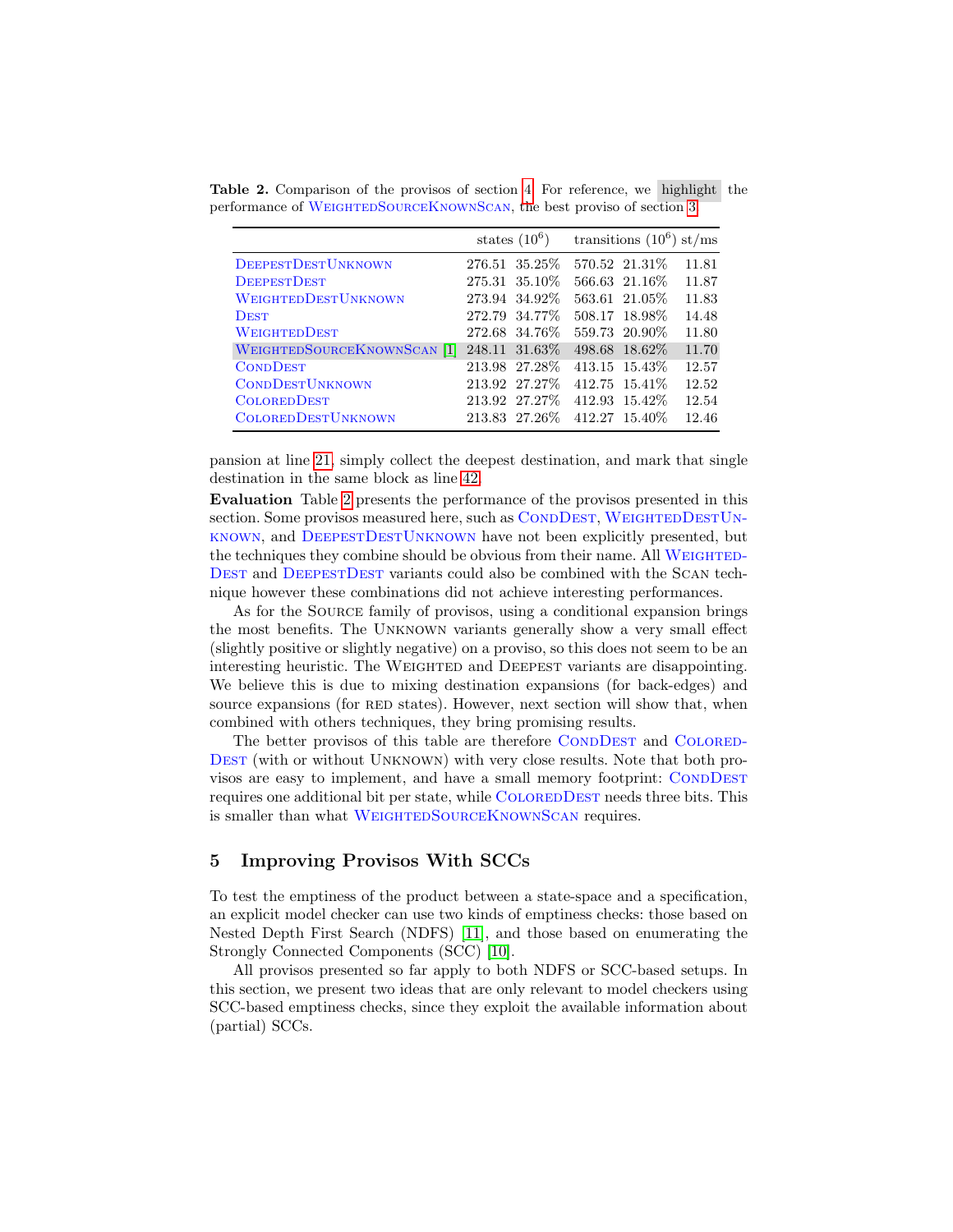**Table 2.** Comparison of the provisos of section 4. For reference, we highlight the performance of WeightedSourceKnownScan, the best proviso of section 3.

| | states ($10^6$) | | transitions ($10^6$) | | st/ms |
|---|---|---|---|---|---|
| DeepestDestUnknown | 276.51 | 35.25% | 570.52 | 21.31% | 11.81 |
| DeepestDest | 275.31 | 35.10% | 566.63 | 21.16% | 11.87 |
| WeightedDestUnknown | 273.94 | 34.92% | 563.61 | 21.05% | 11.83 |
| Dest | 272.79 | 34.77% | 508.17 | 18.98% | 14.48 |
| WeightedDest | 272.68 | 34.76% | 559.73 | 20.90% | 11.80 |
| WeightedSourceKnownScan [1] | 248.11 | 31.63% | 498.68 | 18.62% | 11.70 |
| CondDest | 213.98 | 27.28% | 413.15 | 15.43% | 12.57 |
| CondDestUnknown | 213.92 | 27.27% | 412.75 | 15.41% | 12.52 |
| ColoredDest | 213.92 | 27.27% | 412.93 | 15.42% | 12.54 |
| ColoredDestUnknown | 213.83 | 27.26% | 412.27 | 15.40% | 12.46 |

pansion at line 21, simply collect the deepest destination, and mark that single destination in the same block as line 42.

**Evaluation** Table 2 presents the performance of the provisos presented in this section. Some provisos measured here, such as CondDest, WeightedDestUnknown, and DeepestDestUnknown have not been explicitly presented, but the techniques they combine should be obvious from their name. All WeightedDest and DeepestDest variants could also be combined with the Scan technique however these combinations did not achieve interesting performances.

As for the Source family of provisos, using a conditional expansion brings the most benefits. The Unknown variants generally show a very small effect (slightly positive or slightly negative) on a proviso, so this does not seem to be an interesting heuristic. The Weighted and Deepest variants are disappointing. We believe this is due to mixing destination expansions (for back-edges) and source expansions (for red states). However, next section will show that, when combined with others techniques, they bring promising results.

The better provisos of this table are therefore CondDest and ColoredDest (with or without Unknown) with very close results. Note that both provisos are easy to implement, and have a small memory footprint: CondDest requires one additional bit per state, while ColoredDest needs three bits. This is smaller than what WeightedSourceKnownScan requires.

## 5 Improving Provisos With SCCs

To test the emptiness of the product between a state-space and a specification, an explicit model checker can use two kinds of emptiness checks: those based on Nested Depth First Search (NDFS) [11], and those based on enumerating the Strongly Connected Components (SCC) [10].

All provisos presented so far apply to both NDFS or SCC-based setups. In this section, we present two ideas that are only relevant to model checkers using SCC-based emptiness checks, since they exploit the available information about (partial) SCCs.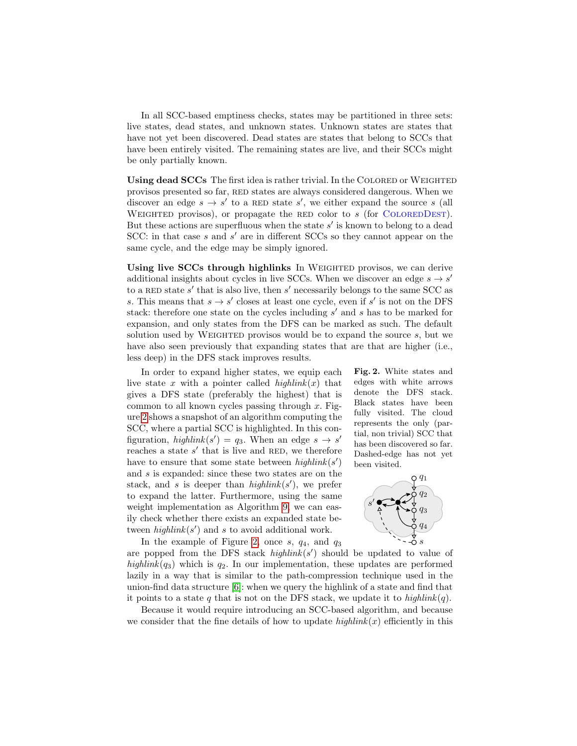In all SCC-based emptiness checks, states may be partitioned in three sets: live states, dead states, and unknown states. Unknown states are states that have not yet been discovered. Dead states are states that belong to SCCs that have been entirely visited. The remaining states are live, and their SCCs might be only partially known.

**Using dead SCCs** The first idea is rather trivial. In the COLORED or WEIGHTED provisos presented so far, RED states are always considered dangerous. When we discover an edge $s \rightarrow s'$ to a RED state $s'$, we either expand the source $s$ (all WEIGHTED provisos), or propagate the RED color to $s$ (for COLOREDDEST). But these actions are superfluous when the state $s'$ is known to belong to a dead SCC: in that case $s$ and $s'$ are in different SCCs so they cannot appear on the same cycle, and the edge may be simply ignored.

**Using live SCCs through highlinks** In WEIGHTED provisos, we can derive additional insights about cycles in live SCCs. When we discover an edge $s \rightarrow s'$ to a RED state $s'$ that is also live, then $s'$ necessarily belongs to the same SCC as $s$. This means that $s \rightarrow s'$ closes at least one cycle, even if $s'$ is not on the DFS stack: therefore one state on the cycles including $s'$ and $s$ has to be marked for expansion, and only states from the DFS can be marked as such. The default solution used by WEIGHTED provisos would be to expand the source $s$, but we have also seen previously that expanding states that are that are higher (i.e., less deep) in the DFS stack improves results.

In order to expand higher states, we equip each live state $x$ with a pointer called $highlink(x)$ that gives a DFS state (preferably the highest) that is common to all known cycles passing through $x$. Figure 2 shows a snapshot of an algorithm computing the SCC, where a partial SCC is highlighted. In this configuration, $highlink(s') = q_3$. When an edge $s \rightarrow s'$ reaches a state $s'$ that is live and RED, we therefore have to ensure that some state between $highlink(s')$ and $s$ is expanded: since these two states are on the stack, and $s$ is deeper than $highlink(s')$, we prefer to expand the latter. Furthermore, using the same weight implementation as Algorithm 9, we can easily check whether there exists an expanded state between $highlink(s')$ and $s$ to avoid additional work.

**Fig. 2.** White states and edges with white arrows denote the DFS stack. Black states have been fully visited. The cloud represents the only (partial, non trivial) SCC that has been discovered so far. Dashed-edge has not yet been visited.

$q_1$

$q_2$

$s'$

$q_3$

$q_4$

$s$

In the example of Figure 2, once $s$, $q_4$, and $q_3$ are popped from the DFS stack $highlink(s')$ should be updated to value of $highlink(q_3)$ which is $q_2$. In our implementation, these updates are performed lazily in a way that is similar to the path-compression technique used in the union-find data structure [6]: when we query the highlink of a state and find that it points to a state $q$ that is not on the DFS stack, we update it to $highlink(q)$.

Because it would require introducing an SCC-based algorithm, and because we consider that the fine details of how to update $highlink(x)$ efficiently in this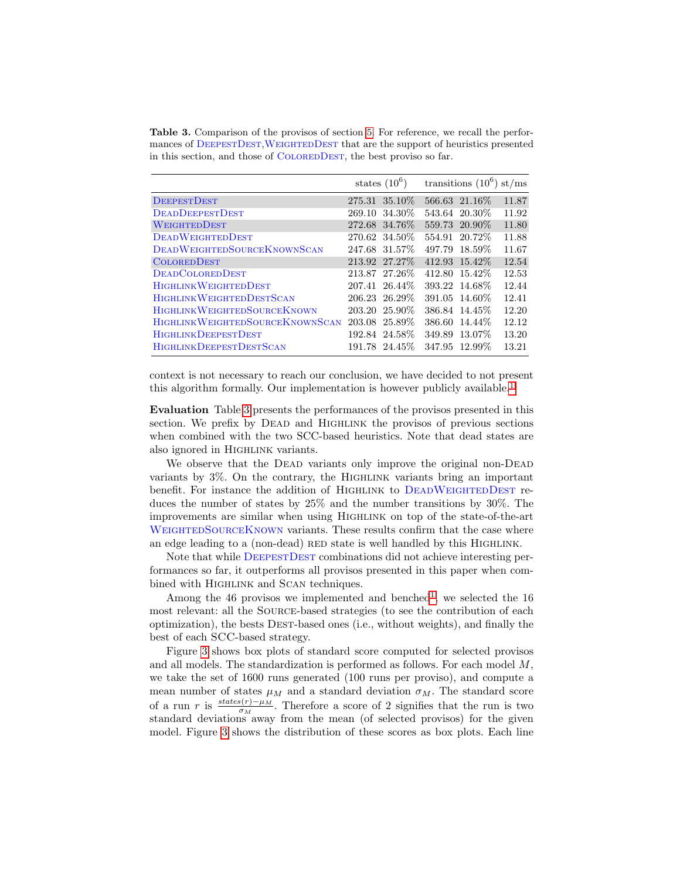**Table 3.** Comparison of the provisos of section 5. For reference, we recall the performances of DeepestDest, WeightedDest that are the support of heuristics presented in this section, and those of ColoredDest, the best proviso so far.

| | states ($10^6$) | | transitions ($10^6$) | | st/ms |
|---|---|---|---|---|---|
| DeepestDest | 275.31 | 35.10% | 566.63 | 21.16% | 11.87 |
| DeadDeepestDest | 269.10 | 34.30% | 543.64 | 20.30% | 11.92 |
| WeightedDest | 272.68 | 34.76% | 559.73 | 20.90% | 11.80 |
| DeadWeightedDest | 270.62 | 34.50% | 554.91 | 20.72% | 11.88 |
| DeadWeightedSourceKnownScan | 247.68 | 31.57% | 497.79 | 18.59% | 11.67 |
| ColoredDest | 213.92 | 27.27% | 412.93 | 15.42% | 12.54 |
| DeadColoredDest | 213.87 | 27.26% | 412.80 | 15.42% | 12.53 |
| HighlinkWeightedDest | 207.41 | 26.44% | 393.22 | 14.68% | 12.44 |
| HighlinkWeightedDestScan | 206.23 | 26.29% | 391.05 | 14.60% | 12.41 |
| HighlinkWeightedSourceKnown | 203.20 | 25.90% | 386.84 | 14.45% | 12.20 |
| HighlinkWeightedSourceKnownScan | 203.08 | 25.89% | 386.60 | 14.44% | 12.12 |
| HighlinkDeepestDest | 192.84 | 24.58% | 349.89 | 13.07% | 13.20 |
| HighlinkDeepestDestScan | 191.78 | 24.45% | 347.95 | 12.99% | 13.21 |

context is not necessary to reach our conclusion, we have decided to not present this algorithm formally. Our implementation is however publicly available.[1]

**Evaluation** Table 3 presents the performances of the provisos presented in this section. We prefix by Dead and Highlink the provisos of previous sections when combined with the two SCC-based heuristics. Note that dead states are also ignored in Highlink variants.

We observe that the Dead variants only improve the original non-Dead variants by 3%. On the contrary, the Highlink variants bring an important benefit. For instance the addition of Highlink to DeadWeightedDest reduces the number of states by 25% and the number transitions by 30%. The improvements are similar when using Highlink on top of the state-of-the-art WeightedSourceKnown variants. These results confirm that the case where an edge leading to a (non-dead) red state is well handled by this Highlink.

Note that while DeepestDest combinations did not achieve interesting performances so far, it outperforms all provisos presented in this paper when combined with Highlink and Scan techniques.

Among the 46 provisos we implemented and benched[1], we selected the 16 most relevant: all the Source-based strategies (to see the contribution of each optimization), the bests Dest-based ones (i.e., without weights), and finally the best of each SCC-based strategy.

Figure 3 shows box plots of standard score computed for selected provisos and all models. The standardization is performed as follows. For each model $M$, we take the set of 1600 runs generated (100 runs per proviso), and compute a mean number of states $\mu_M$ and a standard deviation $\sigma_M$. The standard score of a run $r$ is $\frac{states(r)-\mu_M}{\sigma_M}$. Therefore a score of 2 signifies that the run is two standard deviations away from the mean (of selected provisos) for the given model. Figure 3 shows the distribution of these scores as box plots. Each line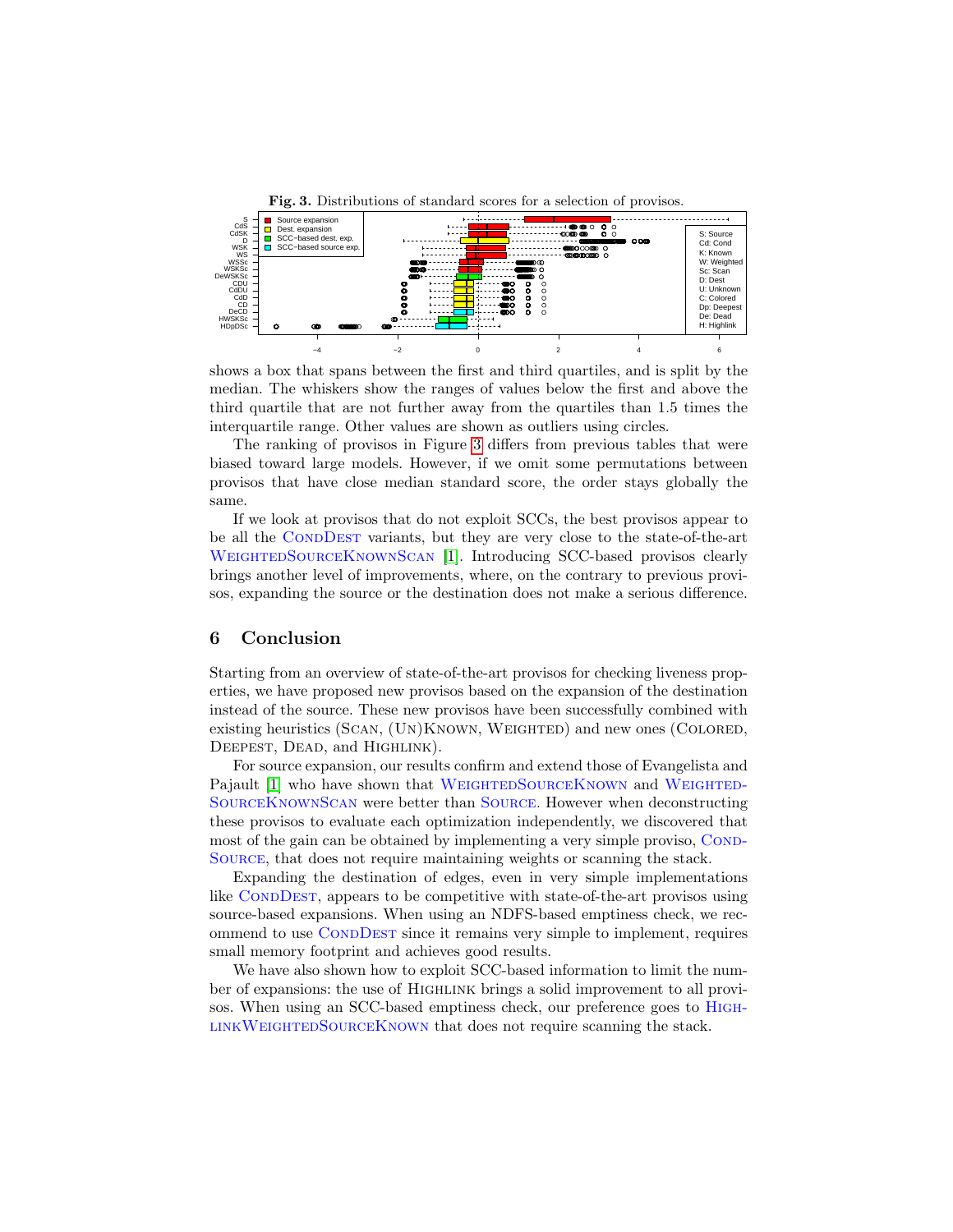**Fig. 3.** Distributions of standard scores for a selection of provisos.

S
CdS
CdSK
D
WSK
WS
WSSc
WSKSc
DeWSKSc
CDU
CdDU
CdD
CD
DeCD
HWSKSc
HDpDSc

Source expansion
Dest. expansion
SCC−based dest. exp.
SCC−based source exp.

S: Source
Cd: Cond
K: Known
W: Weighted
Sc: Scan
D: Dest
U: Unknown
C: Colored
Dp: Deepest
De: Dead
H: Highlink

−4 −2 0 2 4 6

shows a box that spans between the first and third quartiles, and is split by the median. The whiskers show the ranges of values below the first and above the third quartile that are not further away from the quartiles than 1.5 times the interquartile range. Other values are shown as outliers using circles.

The ranking of provisos in Figure 3 differs from previous tables that were biased toward large models. However, if we omit some permutations between provisos that have close median standard score, the order stays globally the same.

If we look at provisos that do not exploit SCCs, the best provisos appear to be all the CondDest variants, but they are very close to the state-of-the-art WeightedSourceKnownScan [1]. Introducing SCC-based provisos clearly brings another level of improvements, where, on the contrary to previous provisos, expanding the source or the destination does not make a serious difference.

## 6 Conclusion

Starting from an overview of state-of-the-art provisos for checking liveness properties, we have proposed new provisos based on the expansion of the destination instead of the source. These new provisos have been successfully combined with existing heuristics (Scan, (Un)Known, Weighted) and new ones (Colored, Deepest, Dead, and Highlink).

For source expansion, our results confirm and extend those of Evangelista and Pajault [1] who have shown that WeightedSourceKnown and WeightedSourceKnownScan were better than Source. However when deconstructing these provisos to evaluate each optimization independently, we discovered that most of the gain can be obtained by implementing a very simple proviso, CondSource, that does not require maintaining weights or scanning the stack.

Expanding the destination of edges, even in very simple implementations like CondDest, appears to be competitive with state-of-the-art provisos using source-based expansions. When using an NDFS-based emptiness check, we recommend to use CondDest since it remains very simple to implement, requires small memory footprint and achieves good results.

We have also shown how to exploit SCC-based information to limit the number of expansions: the use of Highlink brings a solid improvement to all provisos. When using an SCC-based emptiness check, our preference goes to HighlinkWeightedSourceKnown that does not require scanning the stack.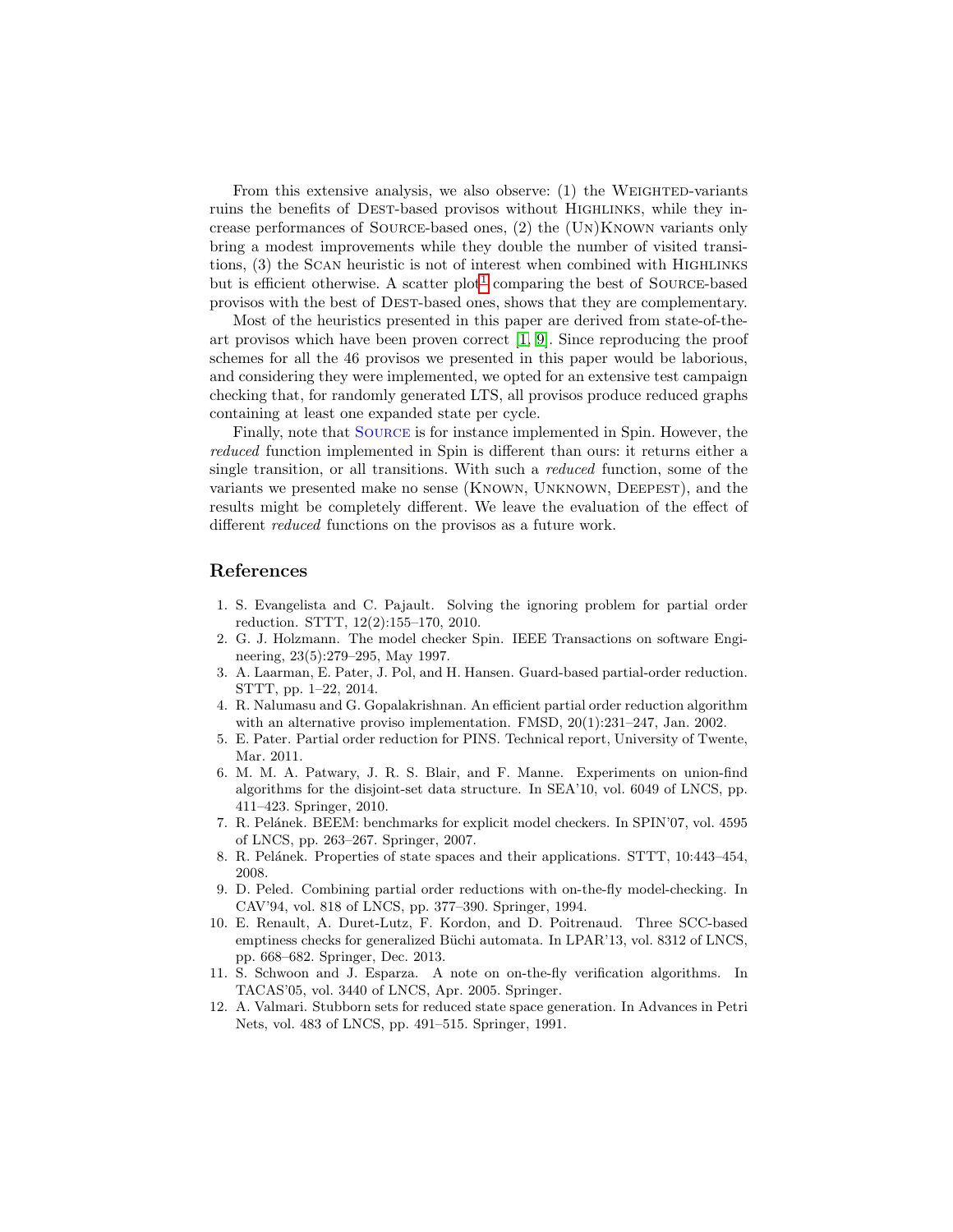From this extensive analysis, we also observe: (1) the Weighted-variants ruins the benefits of Dest-based provisos without Highlinks, while they increase performances of Source-based ones, (2) the (Un)Known variants only bring a modest improvements while they double the number of visited transitions, (3) the Scan heuristic is not of interest when combined with Highlinks but is efficient otherwise. A scatter plot[1] comparing the best of Source-based provisos with the best of Dest-based ones, shows that they are complementary.

Most of the heuristics presented in this paper are derived from state-of-the-art provisos which have been proven correct [1, 9]. Since reproducing the proof schemes for all the 46 provisos we presented in this paper would be laborious, and considering they were implemented, we opted for an extensive test campaign checking that, for randomly generated LTS, all provisos produce reduced graphs containing at least one expanded state per cycle.

Finally, note that Source is for instance implemented in Spin. However, the *reduced* function implemented in Spin is different than ours: it returns either a single transition, or all transitions. With such a *reduced* function, some of the variants we presented make no sense (Known, Unknown, Deepest), and the results might be completely different. We leave the evaluation of the effect of different *reduced* functions on the provisos as a future work.

## References

1. S. Evangelista and C. Pajault. Solving the ignoring problem for partial order reduction. STTT, 12(2):155–170, 2010.
2. G. J. Holzmann. The model checker Spin. IEEE Transactions on software Engineering, 23(5):279–295, May 1997.
3. A. Laarman, E. Pater, J. Pol, and H. Hansen. Guard-based partial-order reduction. STTT, pp. 1–22, 2014.
4. R. Nalumasu and G. Gopalakrishnan. An efficient partial order reduction algorithm with an alternative proviso implementation. FMSD, 20(1):231–247, Jan. 2002.
5. E. Pater. Partial order reduction for PINS. Technical report, University of Twente, Mar. 2011.
6. M. M. A. Patwary, J. R. S. Blair, and F. Manne. Experiments on union-find algorithms for the disjoint-set data structure. In SEA'10, vol. 6049 of LNCS, pp. 411–423. Springer, 2010.
7. R. Pelánek. BEEM: benchmarks for explicit model checkers. In SPIN'07, vol. 4595 of LNCS, pp. 263–267. Springer, 2007.
8. R. Pelánek. Properties of state spaces and their applications. STTT, 10:443–454, 2008.
9. D. Peled. Combining partial order reductions with on-the-fly model-checking. In CAV'94, vol. 818 of LNCS, pp. 377–390. Springer, 1994.
10. E. Renault, A. Duret-Lutz, F. Kordon, and D. Poitrenaud. Three SCC-based emptiness checks for generalized Büchi automata. In LPAR'13, vol. 8312 of LNCS, pp. 668–682. Springer, Dec. 2013.
11. S. Schwoon and J. Esparza. A note on on-the-fly verification algorithms. In TACAS'05, vol. 3440 of LNCS, Apr. 2005. Springer.
12. A. Valmari. Stubborn sets for reduced state space generation. In Advances in Petri Nets, vol. 483 of LNCS, pp. 491–515. Springer, 1991.